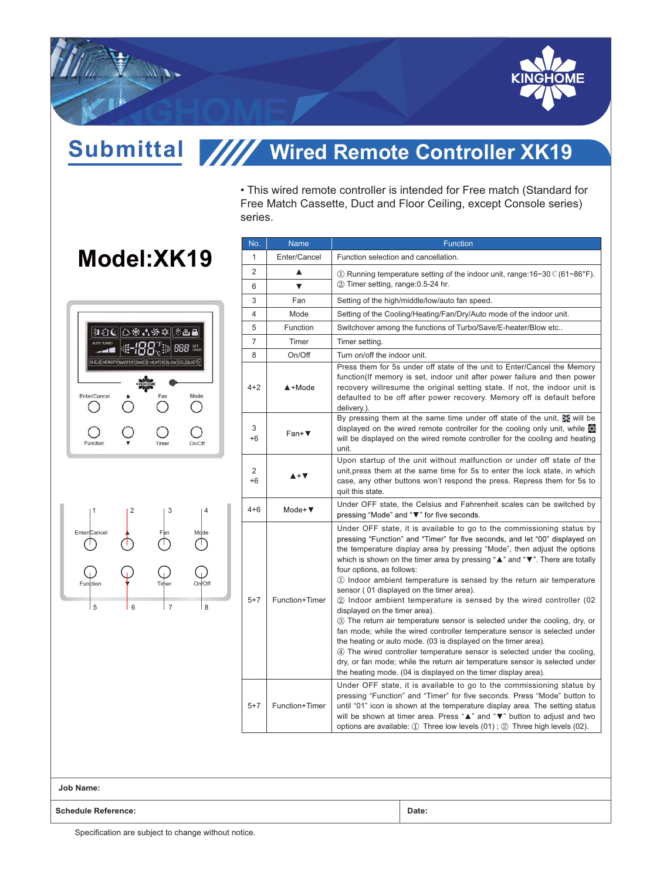KINGHOME

# Submittal

## Wired Remote Controller XK19

• This wired remote controller is intended for Free match (Standard for Free Match Cassette, Duct and Floor Ceiling, except Console series) series.

# Model:XK19

| No. | Name | Function |
|---|---|---|
| 1 | Enter/Cancel | Function selection and cancellation. |
| 2 | ▲ | ① Running temperature setting of the indoor unit, range:16~30℃(61~86°F). ② Timer setting, range:0.5-24 hr. |
| 6 | ▼ | |
| 3 | Fan | Setting of the high/middle/low/auto fan speed. |
| 4 | Mode | Setting of the Cooling/Heating/Fan/Dry/Auto mode of the indoor unit. |
| 5 | Function | Switchover among the functions of Turbo/Save/E-heater/Blow etc.. |
| 7 | Timer | Timer setting. |
| 8 | On/Off | Turn on/off the indoor unit. |
| 4+2 | ▲+Mode | Press them for 5s under off state of the unit to Enter/Cancel the Memory function(If memory is set, indoor unit after power failure and then power recovery willresume the original setting state. If not, the indoor unit is defaulted to be off after power recovery. Memory off is default before delivery.). |
| 3+6 | Fan+▼ | By pressing them at the same time under off state of the unit, ❄ will be displayed on the wired remote controller for the cooling only unit, while ☀ will be displayed on the wired remote controller for the cooling and heating unit. |
| 2+6 | ▲+▼ | Upon startup of the unit without malfunction or under off state of the unit,press them at the same time for 5s to enter the lock state, in which case, any other buttons won't respond the press. Repress them for 5s to quit this state. |
| 4+6 | Mode+▼ | Under OFF state, the Celsius and Fahrenheit scales can be switched by pressing "Mode" and "▼" for five seconds. |
| 5+7 | Function+Timer | Under OFF state, it is available to go to the commissioning status by pressing "Function" and "Timer" for five seconds, and let "00" displayed on the temperature display area by pressing "Mode", then adjust the options which is shown on the timer area by pressing "▲" and "▼". There are totally four options, as follows: ① Indoor ambient temperature is sensed by the return air temperature sensor ( 01 displayed on the timer area). ② Indoor ambient temperature is sensed by the wired controller (02 displayed on the timer area). ③ The return air temperature sensor is selected under the cooling, dry, or fan mode; while the wired controller temperature sensor is selected under the heating or auto mode. (03 is displayed on the timer area). ④ The wired controller temperature sensor is selected under the cooling, dry, or fan mode; while the return air temperature sensor is selected under the heating mode. (04 is displayed on the timer display area). |
| 5+7 | Function+Timer | Under OFF state, it is available to go to the commissioning status by pressing "Function" and "Timer" for five seconds. Press "Mode" button to until "01" icon is shown at the temperature display area. The setting status will be shown at timer area. Press "▲" and "▼" button to adjust and two options are available: ① Three low levels (01) ; ② Three high levels (02). |

**Job Name:**

**Schedule Reference:** **Date:**

Specification are subject to change without notice.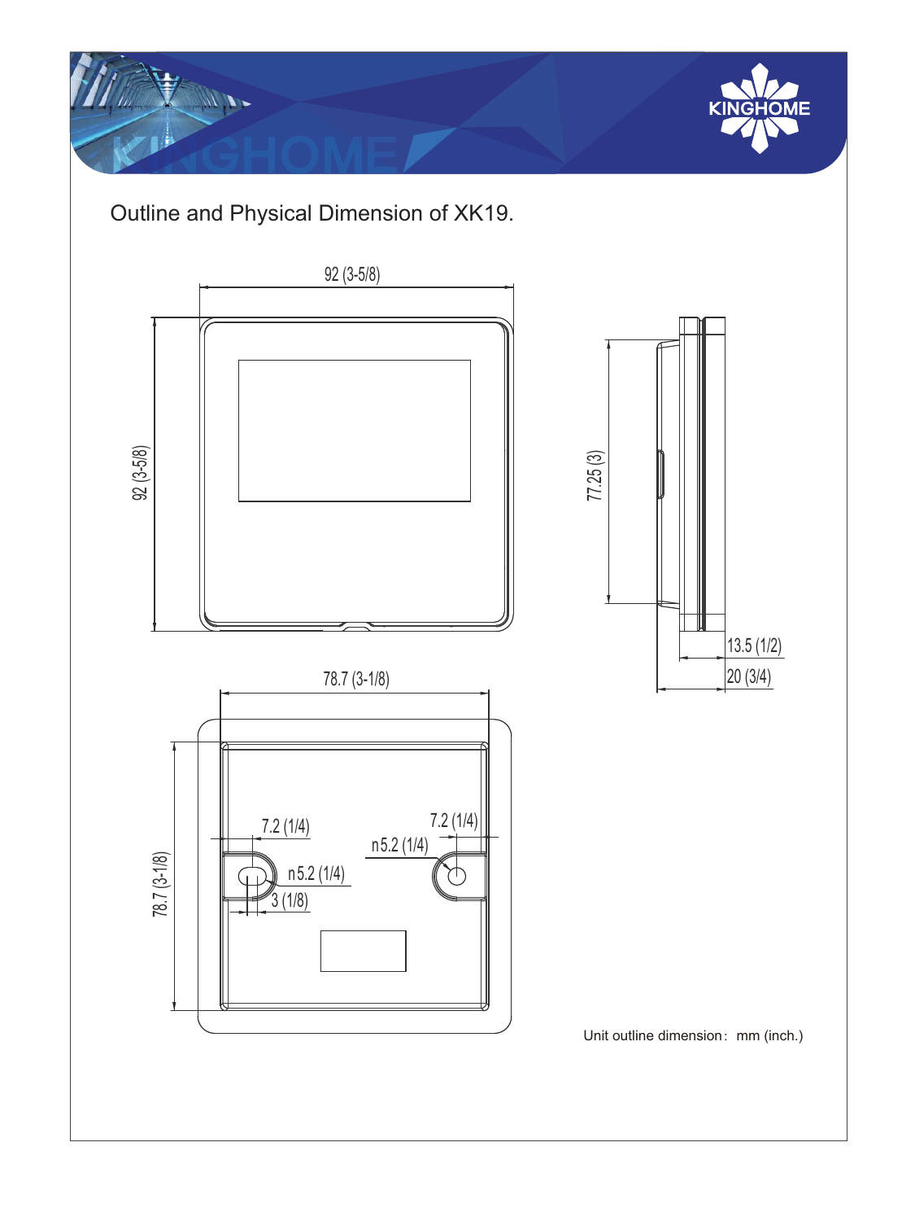## Outline and Physical Dimension of XK19.

92 (3-5/8)

92 (3-5/8)

77.25 (3)

13.5 (1/2)

20 (3/4)

78.7 (3-1/8)

78.7 (3-1/8)

7.2 (1/4)

7.2 (1/4)

n5.2 (1/4)

n5.2 (1/4)

3 (1/8)

Unit outline dimension：mm (inch.)